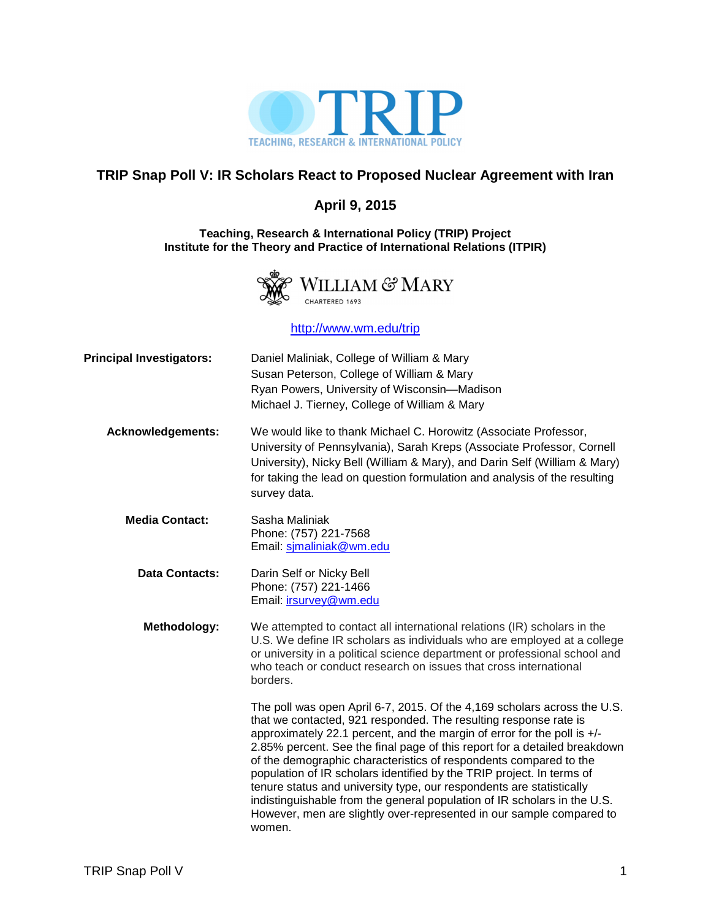TRIP

TEACHING, RESEARCH & INTERNATIONAL POLICY

# TRIP Snap Poll V: IR Scholars React to Proposed Nuclear Agreement with Iran

## April 9, 2015

**Teaching, Research & International Policy (TRIP) Project**
**Institute for the Theory and Practice of International Relations (ITPIR)**

WILLIAM & MARY
CHARTERED 1693

http://www.wm.edu/trip

**Principal Investigators:**
Daniel Maliniak, College of William & Mary
Susan Peterson, College of William & Mary
Ryan Powers, University of Wisconsin—Madison
Michael J. Tierney, College of William & Mary

**Acknowledgements:**
We would like to thank Michael C. Horowitz (Associate Professor, University of Pennsylvania), Sarah Kreps (Associate Professor, Cornell University), Nicky Bell (William & Mary), and Darin Self (William & Mary) for taking the lead on question formulation and analysis of the resulting survey data.

**Media Contact:**
Sasha Maliniak
Phone: (757) 221-7568
Email: sjmaliniak@wm.edu

**Data Contacts:**
Darin Self or Nicky Bell
Phone: (757) 221-1466
Email: irsurvey@wm.edu

**Methodology:**
We attempted to contact all international relations (IR) scholars in the U.S. We define IR scholars as individuals who are employed at a college or university in a political science department or professional school and who teach or conduct research on issues that cross international borders.

The poll was open April 6-7, 2015. Of the 4,169 scholars across the U.S. that we contacted, 921 responded. The resulting response rate is approximately 22.1 percent, and the margin of error for the poll is +/- 2.85% percent. See the final page of this report for a detailed breakdown of the demographic characteristics of respondents compared to the population of IR scholars identified by the TRIP project. In terms of tenure status and university type, our respondents are statistically indistinguishable from the general population of IR scholars in the U.S. However, men are slightly over-represented in our sample compared to women.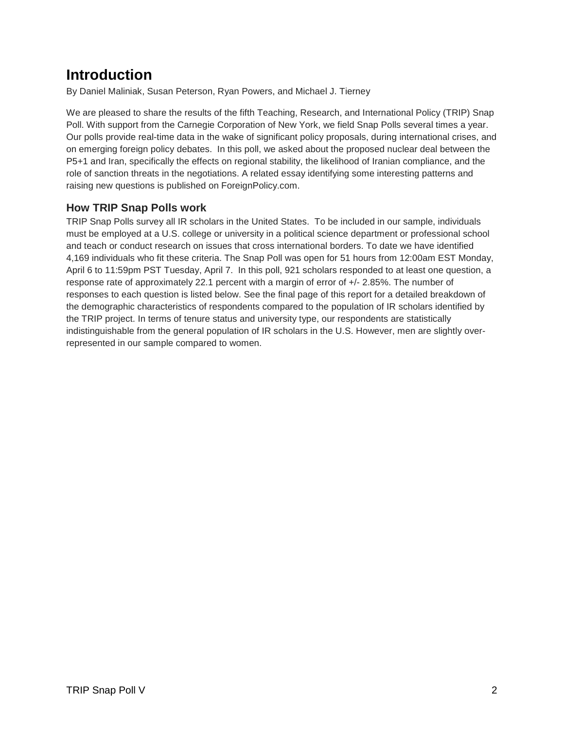# Introduction

By Daniel Maliniak, Susan Peterson, Ryan Powers, and Michael J. Tierney

We are pleased to share the results of the fifth Teaching, Research, and International Policy (TRIP) Snap Poll. With support from the Carnegie Corporation of New York, we field Snap Polls several times a year. Our polls provide real-time data in the wake of significant policy proposals, during international crises, and on emerging foreign policy debates. In this poll, we asked about the proposed nuclear deal between the P5+1 and Iran, specifically the effects on regional stability, the likelihood of Iranian compliance, and the role of sanction threats in the negotiations. A related essay identifying some interesting patterns and raising new questions is published on ForeignPolicy.com.

## How TRIP Snap Polls work

TRIP Snap Polls survey all IR scholars in the United States. To be included in our sample, individuals must be employed at a U.S. college or university in a political science department or professional school and teach or conduct research on issues that cross international borders. To date we have identified 4,169 individuals who fit these criteria. The Snap Poll was open for 51 hours from 12:00am EST Monday, April 6 to 11:59pm PST Tuesday, April 7. In this poll, 921 scholars responded to at least one question, a response rate of approximately 22.1 percent with a margin of error of +/- 2.85%. The number of responses to each question is listed below. See the final page of this report for a detailed breakdown of the demographic characteristics of respondents compared to the population of IR scholars identified by the TRIP project. In terms of tenure status and university type, our respondents are statistically indistinguishable from the general population of IR scholars in the U.S. However, men are slightly over-represented in our sample compared to women.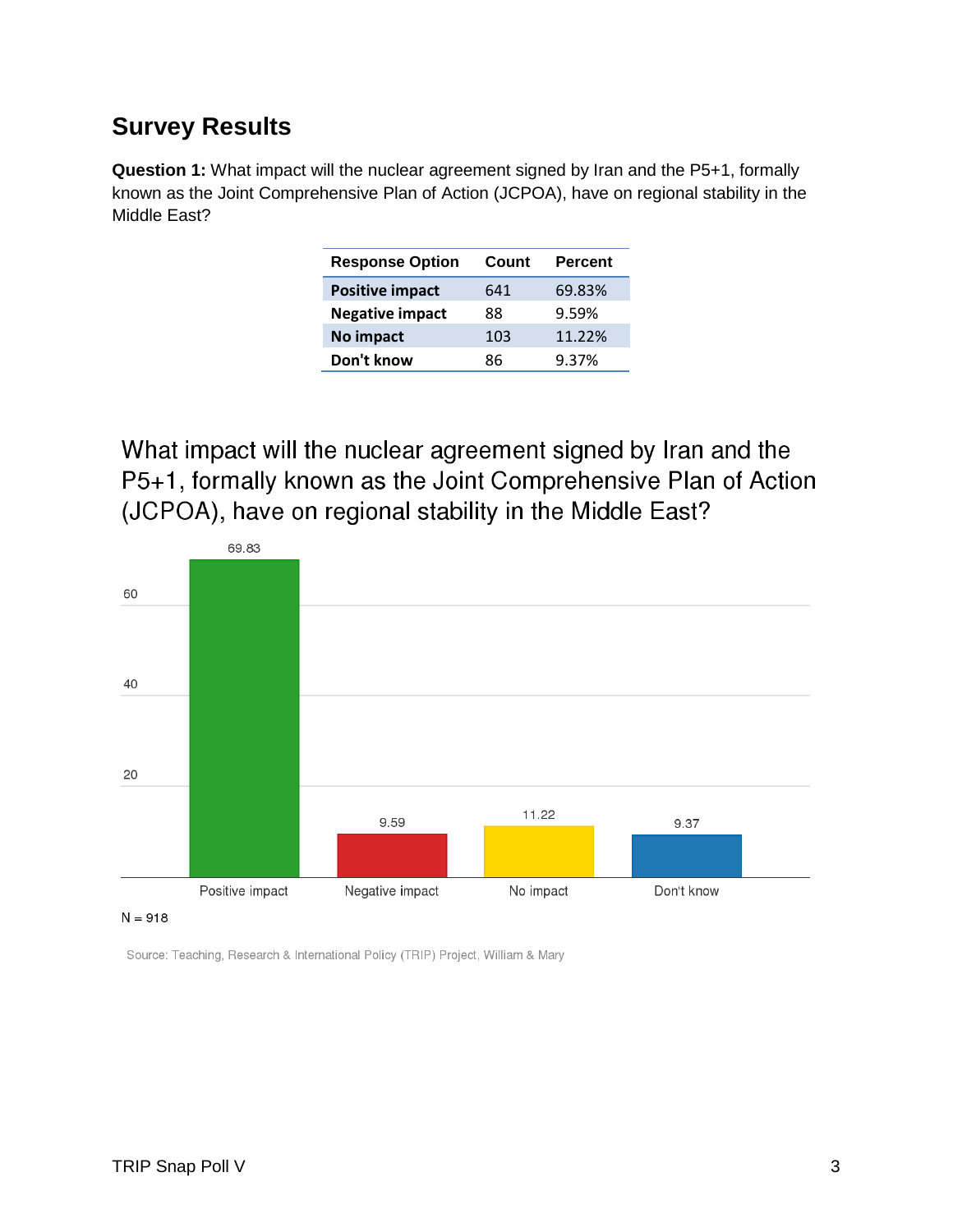## Survey Results

**Question 1:** What impact will the nuclear agreement signed by Iran and the P5+1, formally known as the Joint Comprehensive Plan of Action (JCPOA), have on regional stability in the Middle East?

| Response Option | Count | Percent |
|---|---|---|
| **Positive impact** | 641 | 69.83% |
| **Negative impact** | 88 | 9.59% |
| **No impact** | 103 | 11.22% |
| **Don't know** | 86 | 9.37% |

What impact will the nuclear agreement signed by Iran and the P5+1, formally known as the Joint Comprehensive Plan of Action (JCPOA), have on regional stability in the Middle East?

| Response | Percent |
|---|---|
| Positive impact | 69.83 |
| Negative impact | 9.59 |
| No impact | 11.22 |
| Don't know | 9.37 |

N = 918

Source: Teaching, Research & International Policy (TRIP) Project, William & Mary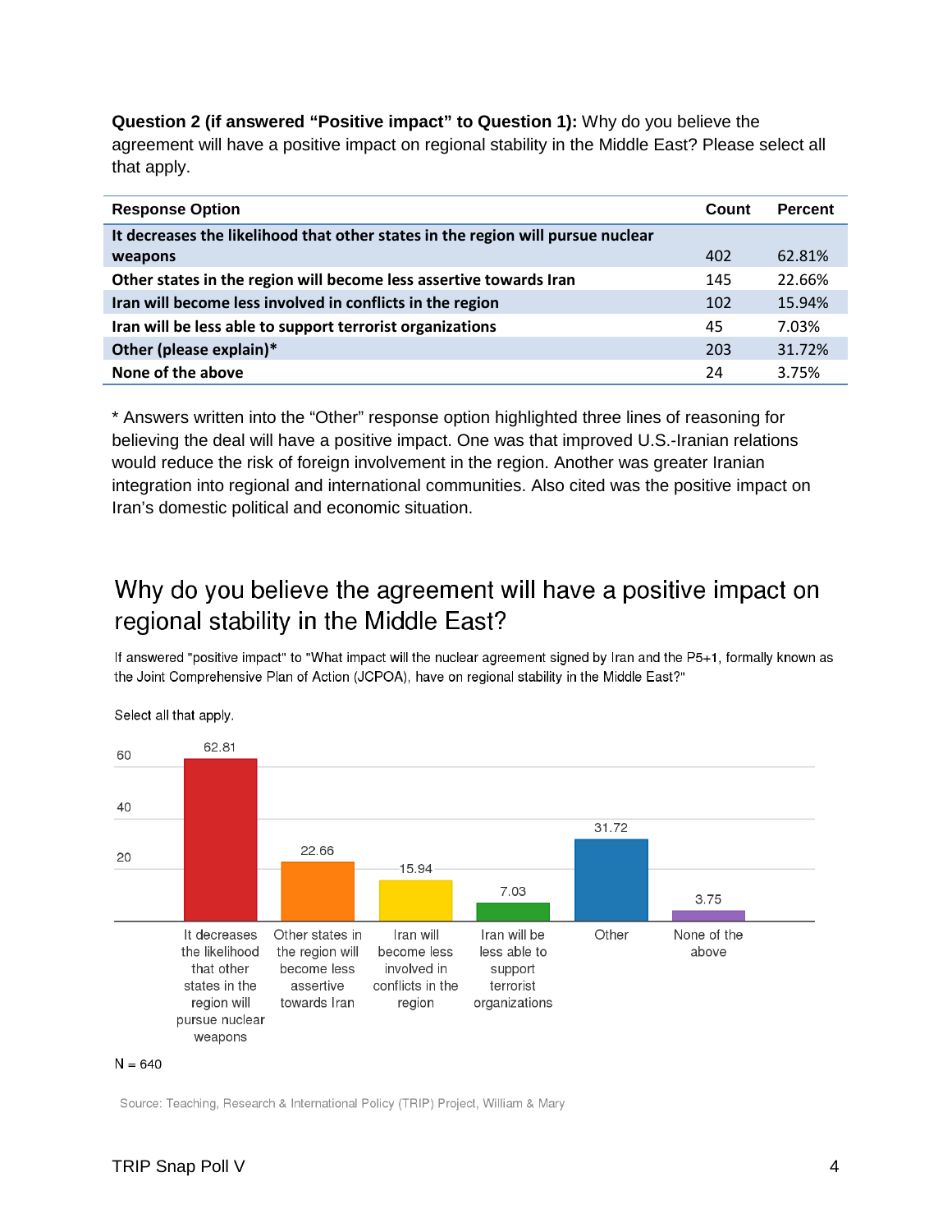**Question 2 (if answered "Positive impact" to Question 1):** Why do you believe the agreement will have a positive impact on regional stability in the Middle East? Please select all that apply.

| Response Option | Count | Percent |
|---|---|---|
| **It decreases the likelihood that other states in the region will pursue nuclear weapons** | 402 | 62.81% |
| **Other states in the region will become less assertive towards Iran** | 145 | 22.66% |
| **Iran will become less involved in conflicts in the region** | 102 | 15.94% |
| **Iran will be less able to support terrorist organizations** | 45 | 7.03% |
| **Other (please explain)*** | 203 | 31.72% |
| **None of the above** | 24 | 3.75% |

* Answers written into the "Other" response option highlighted three lines of reasoning for believing the deal will have a positive impact. One was that improved U.S.-Iranian relations would reduce the risk of foreign involvement in the region. Another was greater Iranian integration into regional and international communities. Also cited was the positive impact on Iran's domestic political and economic situation.

## Why do you believe the agreement will have a positive impact on regional stability in the Middle East?

If answered "positive impact" to "What impact will the nuclear agreement signed by Iran and the P5+1, formally known as the Joint Comprehensive Plan of Action (JCPOA), have on regional stability in the Middle East?"

Select all that apply.

| Response | Percent |
|---|---|
| It decreases the likelihood that other states in the region will pursue nuclear weapons | 62.81 |
| Other states in the region will become less assertive towards Iran | 22.66 |
| Iran will become less involved in conflicts in the region | 15.94 |
| Iran will be less able to support terrorist organizations | 7.03 |
| Other | 31.72 |
| None of the above | 3.75 |

N = 640

Source: Teaching, Research & International Policy (TRIP) Project, William & Mary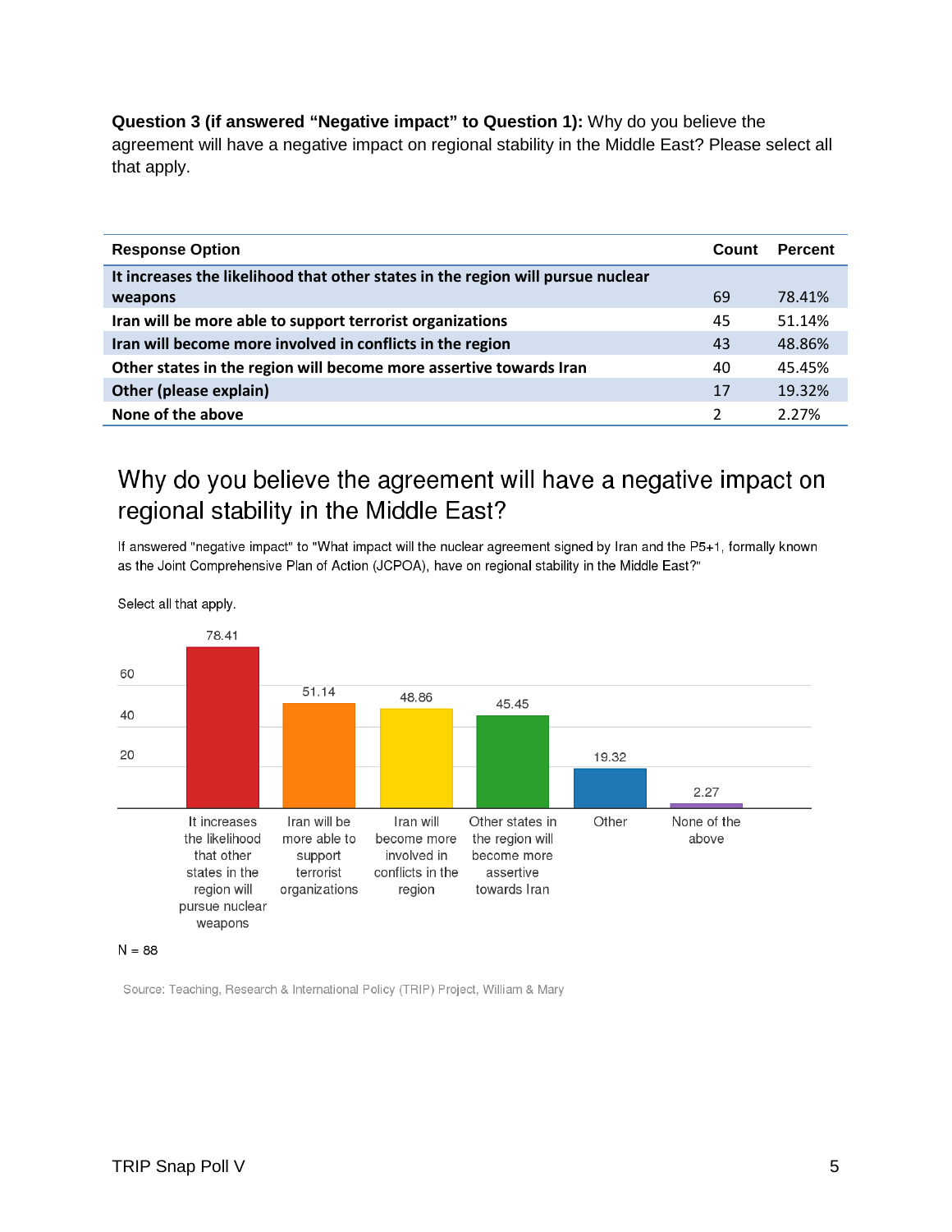**Question 3 (if answered "Negative impact" to Question 1):** Why do you believe the agreement will have a negative impact on regional stability in the Middle East? Please select all that apply.

| Response Option | Count | Percent |
|---|---|---|
| **It increases the likelihood that other states in the region will pursue nuclear weapons** | 69 | 78.41% |
| **Iran will be more able to support terrorist organizations** | 45 | 51.14% |
| **Iran will become more involved in conflicts in the region** | 43 | 48.86% |
| **Other states in the region will become more assertive towards Iran** | 40 | 45.45% |
| **Other (please explain)** | 17 | 19.32% |
| **None of the above** | 2 | 2.27% |

## Why do you believe the agreement will have a negative impact on regional stability in the Middle East?

If answered "negative impact" to "What impact will the nuclear agreement signed by Iran and the P5+1, formally known as the Joint Comprehensive Plan of Action (JCPOA), have on regional stability in the Middle East?"

Select all that apply.

| Response | Percent |
|---|---|
| It increases the likelihood that other states in the region will pursue nuclear weapons | 78.41 |
| Iran will be more able to support terrorist organizations | 51.14 |
| Iran will become more involved in conflicts in the region | 48.86 |
| Other states in the region will become more assertive towards Iran | 45.45 |
| Other | 19.32 |
| None of the above | 2.27 |

N = 88

Source: Teaching, Research & International Policy (TRIP) Project, William & Mary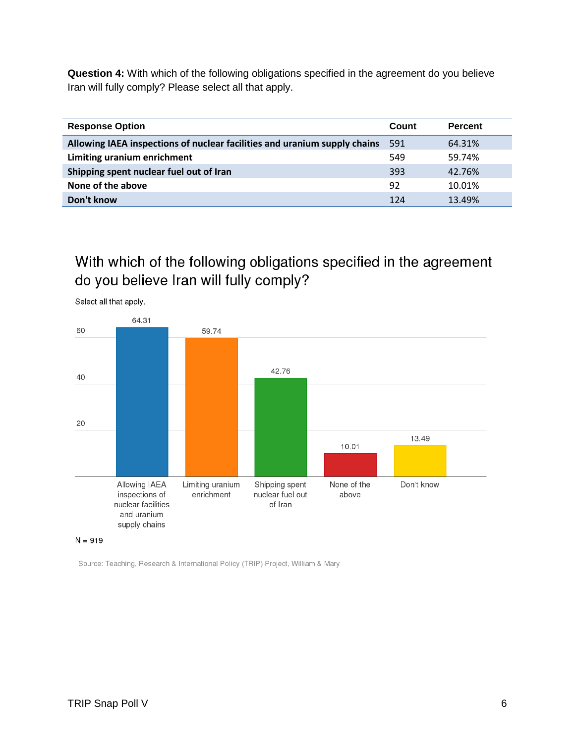**Question 4:** With which of the following obligations specified in the agreement do you believe Iran will fully comply? Please select all that apply.

| Response Option | Count | Percent |
| --- | --- | --- |
| Allowing IAEA inspections of nuclear facilities and uranium supply chains | 591 | 64.31% |
| Limiting uranium enrichment | 549 | 59.74% |
| Shipping spent nuclear fuel out of Iran | 393 | 42.76% |
| None of the above | 92 | 10.01% |
| Don't know | 124 | 13.49% |

## With which of the following obligations specified in the agreement do you believe Iran will fully comply?

Select all that apply.

| Allowing IAEA inspections of nuclear facilities and uranium supply chains | Limiting uranium enrichment | Shipping spent nuclear fuel out of Iran | None of the above | Don't know |
| --- | --- | --- | --- | --- |
| 64.31 | 59.74 | 42.76 | 10.01 | 13.49 |

N = 919

Source: Teaching, Research & International Policy (TRIP) Project, William & Mary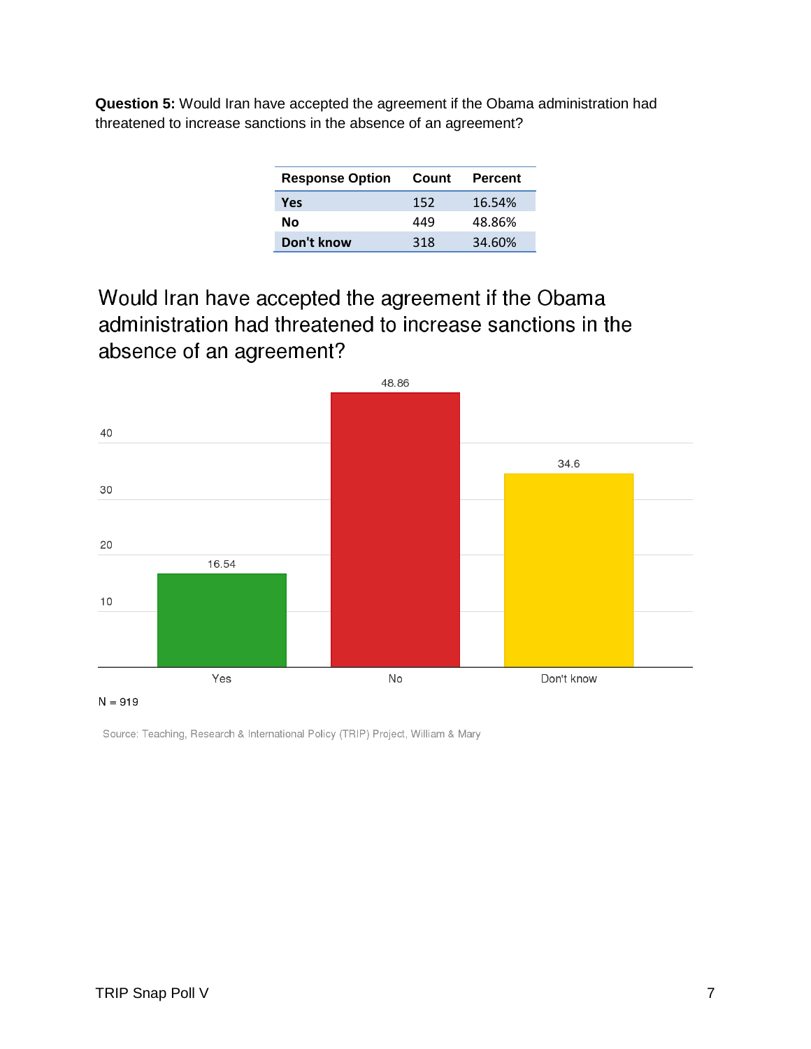**Question 5:** Would Iran have accepted the agreement if the Obama administration had threatened to increase sanctions in the absence of an agreement?

| Response Option | Count | Percent |
|---|---|---|
| **Yes** | 152 | 16.54% |
| **No** | 449 | 48.86% |
| **Don't know** | 318 | 34.60% |

Would Iran have accepted the agreement if the Obama administration had threatened to increase sanctions in the absence of an agreement?

| Response | Percent |
|---|---|
| Yes | 16.54 |
| No | 48.86 |
| Don't know | 34.6 |

N = 919

Source: Teaching, Research & International Policy (TRIP) Project, William & Mary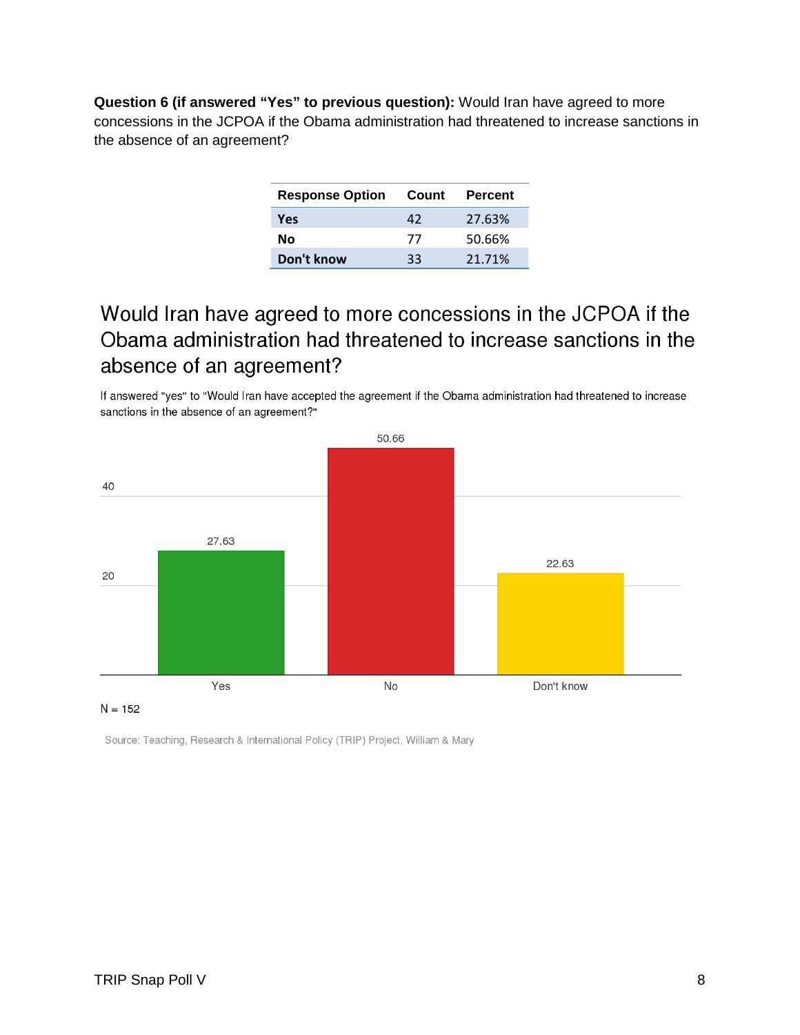**Question 6 (if answered "Yes" to previous question):** Would Iran have agreed to more concessions in the JCPOA if the Obama administration had threatened to increase sanctions in the absence of an agreement?

| Response Option | Count | Percent |
|---|---|---|
| **Yes** | 42 | 27.63% |
| **No** | 77 | 50.66% |
| **Don't know** | 33 | 21.71% |

## Would Iran have agreed to more concessions in the JCPOA if the Obama administration had threatened to increase sanctions in the absence of an agreement?

If answered "yes" to "Would Iran have accepted the agreement if the Obama administration had threatened to increase sanctions in the absence of an agreement?"

| | Yes | No | Don't know |
|---|---|---|---|
| Percent | 27.63 | 50.66 | 22.63 |

N = 152

Source: Teaching, Research & International Policy (TRIP) Project, William & Mary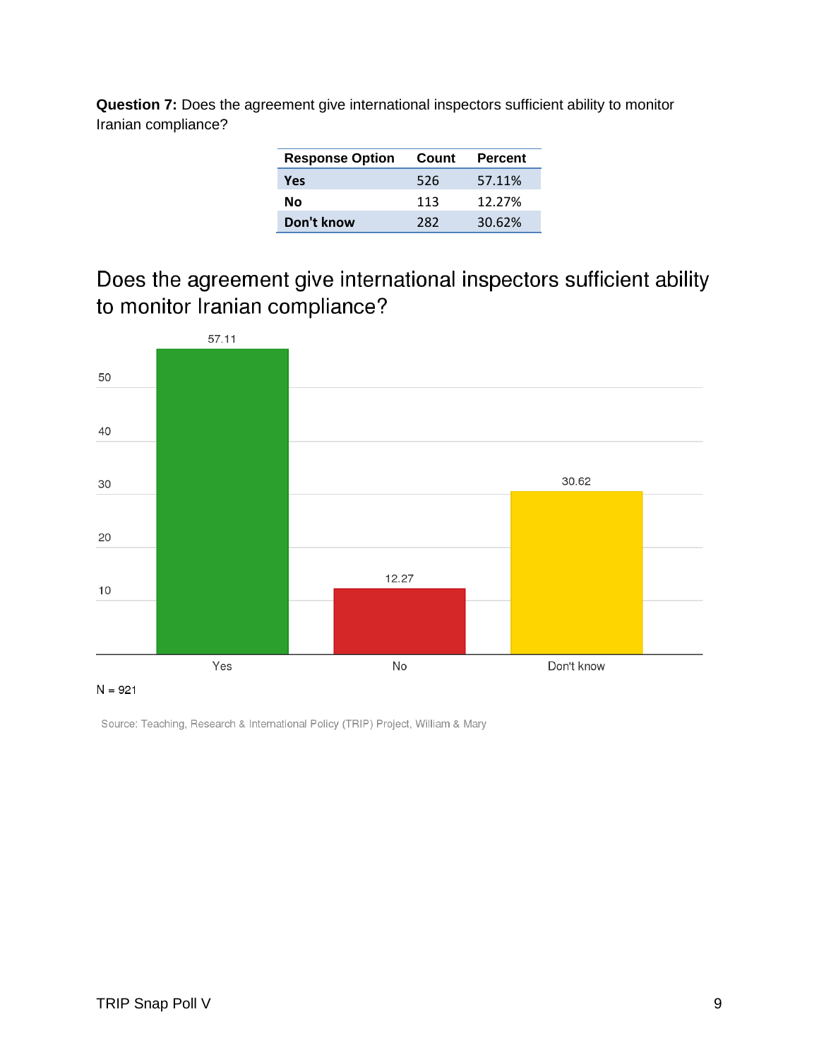**Question 7:** Does the agreement give international inspectors sufficient ability to monitor Iranian compliance?

| Response Option | Count | Percent |
|---|---|---|
| **Yes** | 526 | 57.11% |
| **No** | 113 | 12.27% |
| **Don't know** | 282 | 30.62% |

Does the agreement give international inspectors sufficient ability to monitor Iranian compliance?

| | Yes | No | Don't know |
|---|---|---|---|
| Percent | 57.11 | 12.27 | 30.62 |

N = 921

Source: Teaching, Research & International Policy (TRIP) Project, William & Mary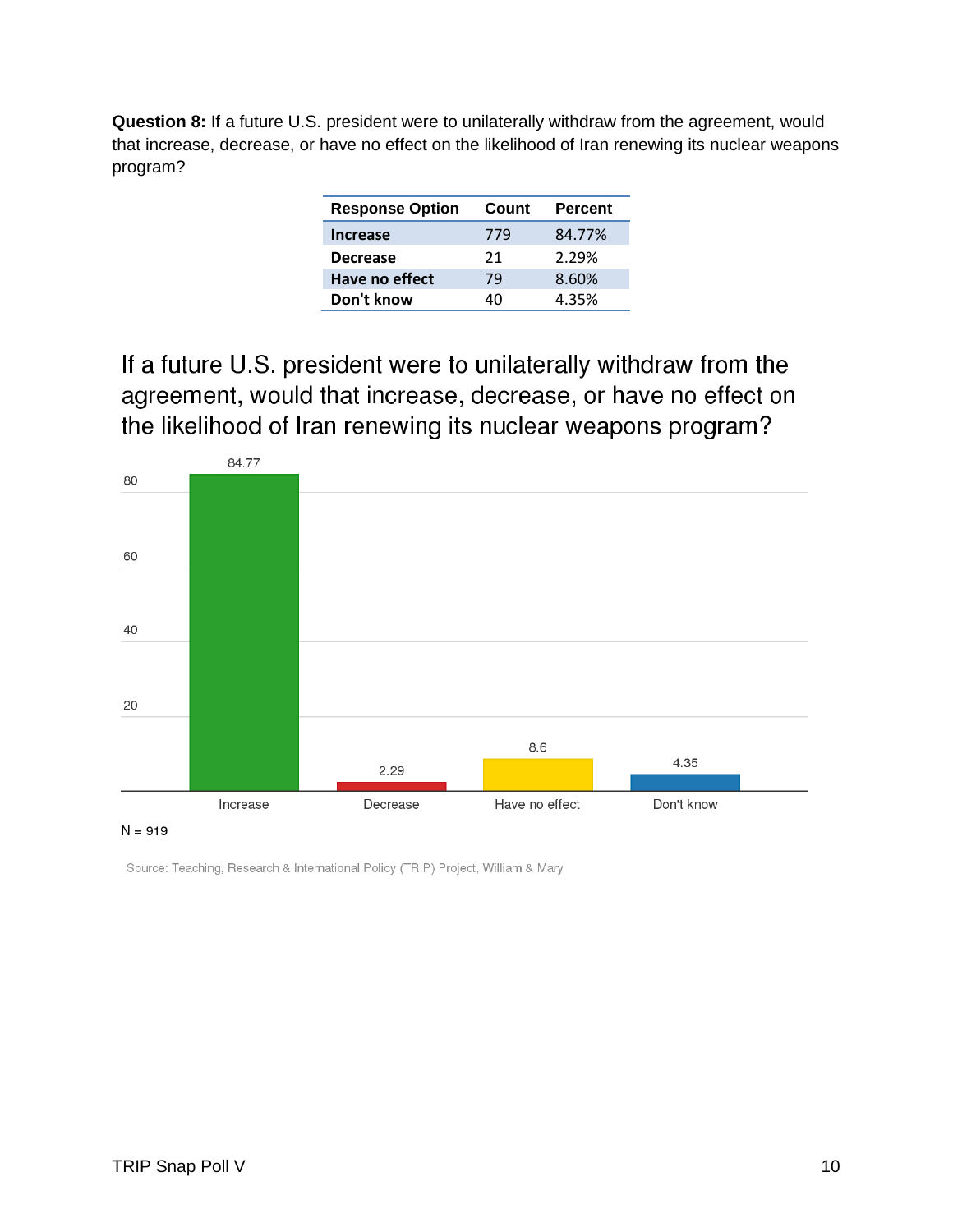**Question 8:** If a future U.S. president were to unilaterally withdraw from the agreement, would that increase, decrease, or have no effect on the likelihood of Iran renewing its nuclear weapons program?

| Response Option | Count | Percent |
| --- | --- | --- |
| **Increase** | 779 | 84.77% |
| **Decrease** | 21 | 2.29% |
| **Have no effect** | 79 | 8.60% |
| **Don't know** | 40 | 4.35% |

If a future U.S. president were to unilaterally withdraw from the agreement, would that increase, decrease, or have no effect on the likelihood of Iran renewing its nuclear weapons program?

| Response | Percent |
| --- | --- |
| Increase | 84.77 |
| Decrease | 2.29 |
| Have no effect | 8.6 |
| Don't know | 4.35 |

N = 919

Source: Teaching, Research & International Policy (TRIP) Project, William & Mary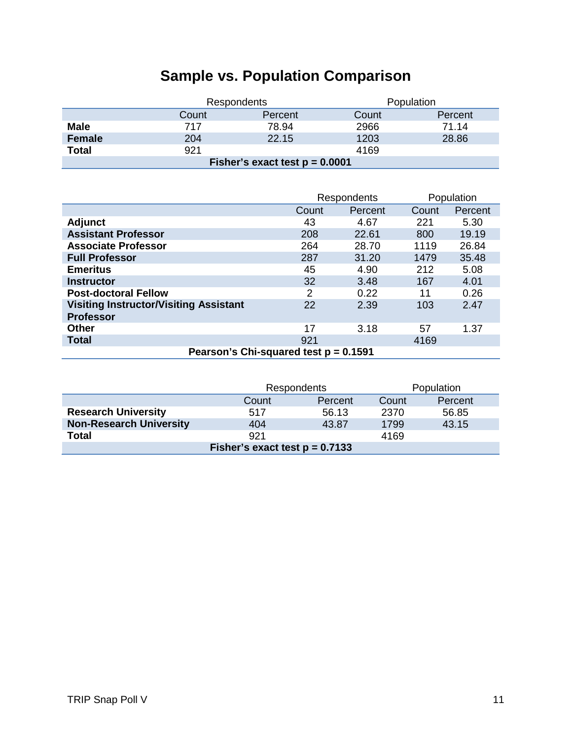# Sample vs. Population Comparison

| | Respondents | | Population | |
|---|---|---|---|---|
| | Count | Percent | Count | Percent |
| **Male** | 717 | 78.94 | 2966 | 71.14 |
| **Female** | 204 | 22.15 | 1203 | 28.86 |
| **Total** | 921 | | 4169 | |
| **Fisher's exact test p = 0.0001** | | | | |

| | Respondents | | Population | |
|---|---|---|---|---|
| | Count | Percent | Count | Percent |
| **Adjunct** | 43 | 4.67 | 221 | 5.30 |
| **Assistant Professor** | 208 | 22.61 | 800 | 19.19 |
| **Associate Professor** | 264 | 28.70 | 1119 | 26.84 |
| **Full Professor** | 287 | 31.20 | 1479 | 35.48 |
| **Emeritus** | 45 | 4.90 | 212 | 5.08 |
| **Instructor** | 32 | 3.48 | 167 | 4.01 |
| **Post-doctoral Fellow** | 2 | 0.22 | 11 | 0.26 |
| **Visiting Instructor/Visiting Assistant Professor** | 22 | 2.39 | 103 | 2.47 |
| **Other** | 17 | 3.18 | 57 | 1.37 |
| **Total** | 921 | | 4169 | |
| **Pearson's Chi-squared test p = 0.1591** | | | | |

| | Respondents | | Population | |
|---|---|---|---|---|
| | Count | Percent | Count | Percent |
| **Research University** | 517 | 56.13 | 2370 | 56.85 |
| **Non-Research University** | 404 | 43.87 | 1799 | 43.15 |
| **Total** | 921 | | 4169 | |
| **Fisher's exact test p = 0.7133** | | | | |